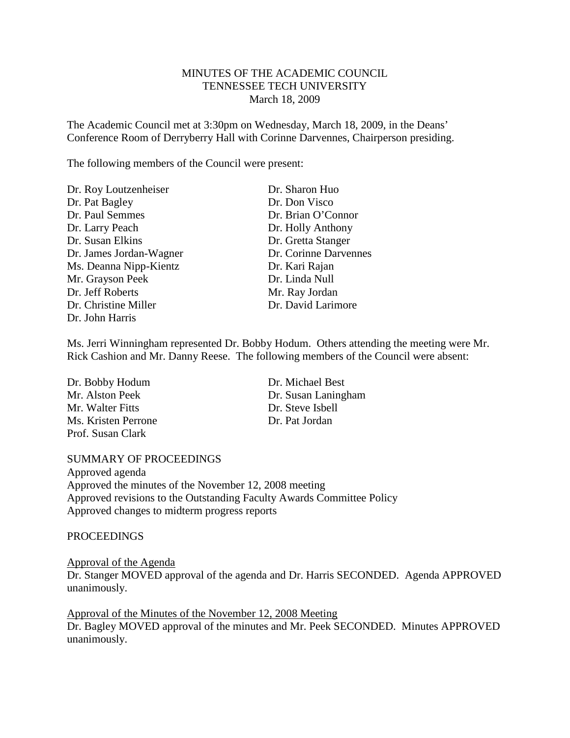MINUTES OF THE ACADEMIC COUNCIL
TENNESSEE TECH UNIVERSITY
March 18, 2009

The Academic Council met at 3:30pm on Wednesday, March 18, 2009, in the Deans' Conference Room of Derryberry Hall with Corinne Darvennes, Chairperson presiding.

The following members of the Council were present:

Dr. Roy Loutzenheiser
Dr. Pat Bagley
Dr. Paul Semmes
Dr. Larry Peach
Dr. Susan Elkins
Dr. James Jordan-Wagner
Ms. Deanna Nipp-Kientz
Mr. Grayson Peek
Dr. Jeff Roberts
Dr. Christine Miller
Dr. John Harris
Dr. Sharon Huo
Dr. Don Visco
Dr. Brian O'Connor
Dr. Holly Anthony
Dr. Gretta Stanger
Dr. Corinne Darvennes
Dr. Kari Rajan
Dr. Linda Null
Mr. Ray Jordan
Dr. David Larimore

Ms. Jerri Winningham represented Dr. Bobby Hodum. Others attending the meeting were Mr. Rick Cashion and Mr. Danny Reese. The following members of the Council were absent:

Dr. Bobby Hodum
Mr. Alston Peek
Mr. Walter Fitts
Ms. Kristen Perrone
Prof. Susan Clark
Dr. Michael Best
Dr. Susan Laningham
Dr. Steve Isbell
Dr. Pat Jordan

SUMMARY OF PROCEEDINGS
Approved agenda
Approved the minutes of the November 12, 2008 meeting
Approved revisions to the Outstanding Faculty Awards Committee Policy
Approved changes to midterm progress reports

PROCEEDINGS

Approval of the Agenda
Dr. Stanger MOVED approval of the agenda and Dr. Harris SECONDED. Agenda APPROVED unanimously.

Approval of the Minutes of the November 12, 2008 Meeting
Dr. Bagley MOVED approval of the minutes and Mr. Peek SECONDED. Minutes APPROVED unanimously.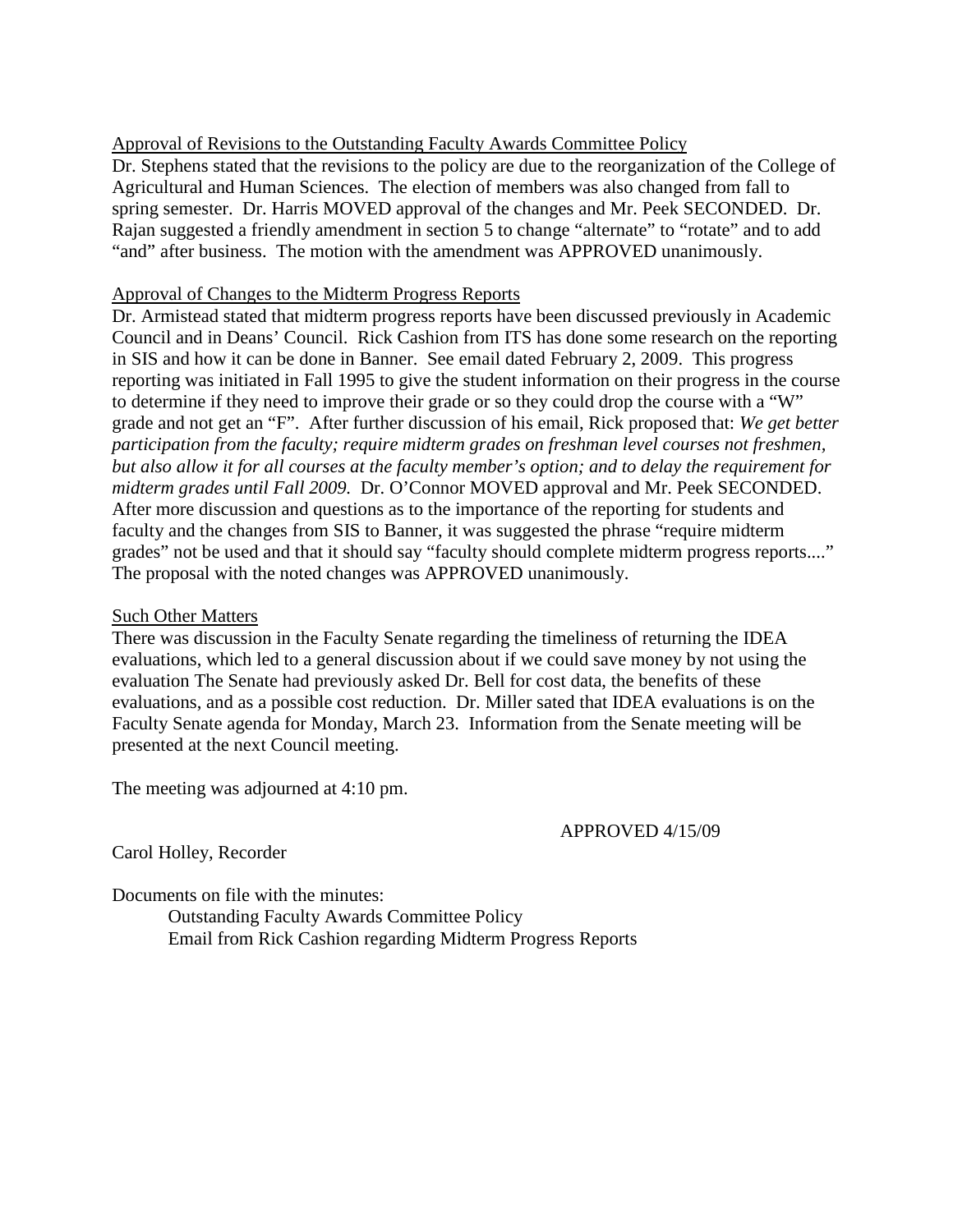<u>Approval of Revisions to the Outstanding Faculty Awards Committee Policy</u>

Dr. Stephens stated that the revisions to the policy are due to the reorganization of the College of Agricultural and Human Sciences. The election of members was also changed from fall to spring semester. Dr. Harris MOVED approval of the changes and Mr. Peek SECONDED. Dr. Rajan suggested a friendly amendment in section 5 to change "alternate" to "rotate" and to add "and" after business. The motion with the amendment was APPROVED unanimously.

<u>Approval of Changes to the Midterm Progress Reports</u>

Dr. Armistead stated that midterm progress reports have been discussed previously in Academic Council and in Deans' Council. Rick Cashion from ITS has done some research on the reporting in SIS and how it can be done in Banner. See email dated February 2, 2009. This progress reporting was initiated in Fall 1995 to give the student information on their progress in the course to determine if they need to improve their grade or so they could drop the course with a "W" grade and not get an "F". After further discussion of his email, Rick proposed that: *We get better participation from the faculty; require midterm grades on freshman level courses not freshmen, but also allow it for all courses at the faculty member's option; and to delay the requirement for midterm grades until Fall 2009.* Dr. O'Connor MOVED approval and Mr. Peek SECONDED. After more discussion and questions as to the importance of the reporting for students and faculty and the changes from SIS to Banner, it was suggested the phrase "require midterm grades" not be used and that it should say "faculty should complete midterm progress reports...." The proposal with the noted changes was APPROVED unanimously.

<u>Such Other Matters</u>

There was discussion in the Faculty Senate regarding the timeliness of returning the IDEA evaluations, which led to a general discussion about if we could save money by not using the evaluation The Senate had previously asked Dr. Bell for cost data, the benefits of these evaluations, and as a possible cost reduction. Dr. Miller sated that IDEA evaluations is on the Faculty Senate agenda for Monday, March 23. Information from the Senate meeting will be presented at the next Council meeting.

The meeting was adjourned at 4:10 pm.

APPROVED 4/15/09

Carol Holley, Recorder

Documents on file with the minutes:

- Outstanding Faculty Awards Committee Policy
- Email from Rick Cashion regarding Midterm Progress Reports